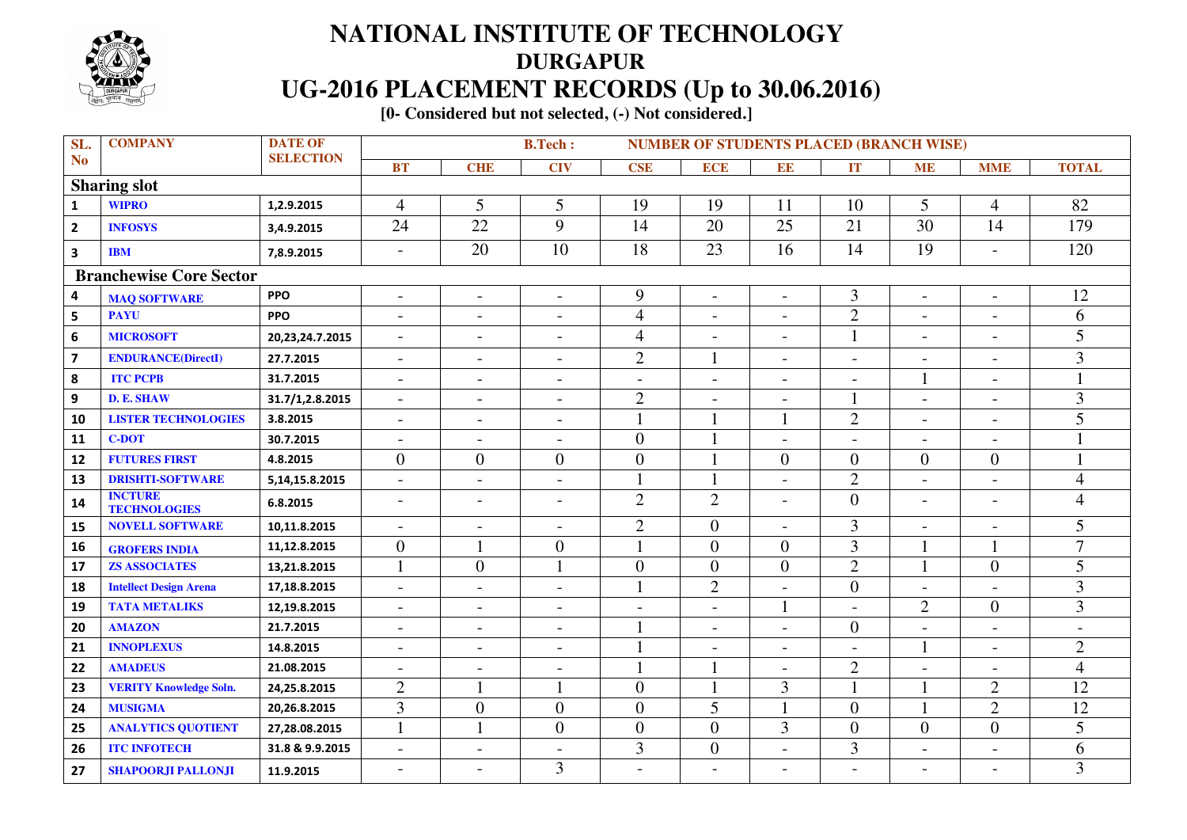# NATIONAL INSTITUTE OF TECHNOLOGY

## DURGAPUR

## UG-2016 PLACEMENT RECORDS (Up to 30.06.2016)

**[0- Considered but not selected, (-) Not considered.]**

| SL. No | COMPANY | DATE OF SELECTION | B.Tech : NUMBER OF STUDENTS PLACED (BRANCH WISE) | | | | | | | | | |
|---|---|---|---|---|---|---|---|---|---|---|---|---|
| | | | BT | CHE | CIV | CSE | ECE | EE | IT | ME | MME | TOTAL |
| **Sharing slot** | | | | | | | | | | | | |
| 1 | WIPRO | 1,2.9.2015 | 4 | 5 | 5 | 19 | 19 | 11 | 10 | 5 | 4 | 82 |
| 2 | INFOSYS | 3,4.9.2015 | 24 | 22 | 9 | 14 | 20 | 25 | 21 | 30 | 14 | 179 |
| 3 | IBM | 7,8.9.2015 | - | 20 | 10 | 18 | 23 | 16 | 14 | 19 | - | 120 |
| **Branchewise Core Sector** | | | | | | | | | | | | |
| 4 | MAQ SOFTWARE | PPO | - | - | - | 9 | - | - | 3 | - | - | 12 |
| 5 | PAYU | PPO | - | - | - | 4 | - | - | 2 | - | - | 6 |
| 6 | MICROSOFT | 20,23,24.7.2015 | - | - | - | 4 | - | - | 1 | - | - | 5 |
| 7 | ENDURANCE(DirectI) | 27.7.2015 | - | - | - | 2 | 1 | - | - | - | - | 3 |
| 8 | ITC PCPB | 31.7.2015 | - | - | - | - | - | - | - | 1 | - | 1 |
| 9 | D. E. SHAW | 31.7/1,2.8.2015 | - | - | - | 2 | - | - | 1 | - | - | 3 |
| 10 | LISTER TECHNOLOGIES | 3.8.2015 | - | - | - | 1 | 1 | 1 | 2 | - | - | 5 |
| 11 | C-DOT | 30.7.2015 | - | - | - | 0 | 1 | - | - | - | - | 1 |
| 12 | FUTURES FIRST | 4.8.2015 | 0 | 0 | 0 | 0 | 1 | 0 | 0 | 0 | 0 | 1 |
| 13 | DRISHTI-SOFTWARE | 5,14,15.8.2015 | - | - | - | 1 | 1 | - | 2 | - | - | 4 |
| 14 | INCTURE TECHNOLOGIES | 6.8.2015 | - | - | - | 2 | 2 | - | 0 | - | - | 4 |
| 15 | NOVELL SOFTWARE | 10,11.8.2015 | - | - | - | 2 | 0 | - | 3 | - | - | 5 |
| 16 | GROFERS INDIA | 11,12.8.2015 | 0 | 1 | 0 | 1 | 0 | 0 | 3 | 1 | 1 | 7 |
| 17 | ZS ASSOCIATES | 13,21.8.2015 | 1 | 0 | 1 | 0 | 0 | 0 | 2 | 1 | 0 | 5 |
| 18 | Intellect Design Arena | 17,18.8.2015 | - | - | - | 1 | 2 | - | 0 | - | - | 3 |
| 19 | TATA METALIKS | 12,19.8.2015 | - | - | - | - | - | 1 | - | 2 | 0 | 3 |
| 20 | AMAZON | 21.7.2015 | - | - | - | 1 | - | - | 0 | - | - | - |
| 21 | INNOPLEXUS | 14.8.2015 | - | - | - | 1 | - | - | - | 1 | - | 2 |
| 22 | AMADEUS | 21.08.2015 | - | - | - | 1 | 1 | - | 2 | - | - | 4 |
| 23 | VERITY Knowledge Soln. | 24,25.8.2015 | 2 | 1 | 1 | 0 | 1 | 3 | 1 | 1 | 2 | 12 |
| 24 | MUSIGMA | 20,26.8.2015 | 3 | 0 | 0 | 0 | 5 | 1 | 0 | 1 | 2 | 12 |
| 25 | ANALYTICS QUOTIENT | 27,28.08.2015 | 1 | 1 | 0 | 0 | 0 | 3 | 0 | 0 | 0 | 5 |
| 26 | ITC INFOTECH | 31.8 & 9.9.2015 | - | - | - | 3 | 0 | - | 3 | - | - | 6 |
| 27 | SHAPOORJI PALLONJI | 11.9.2015 | - | - | 3 | - | - | - | - | - | - | 3 |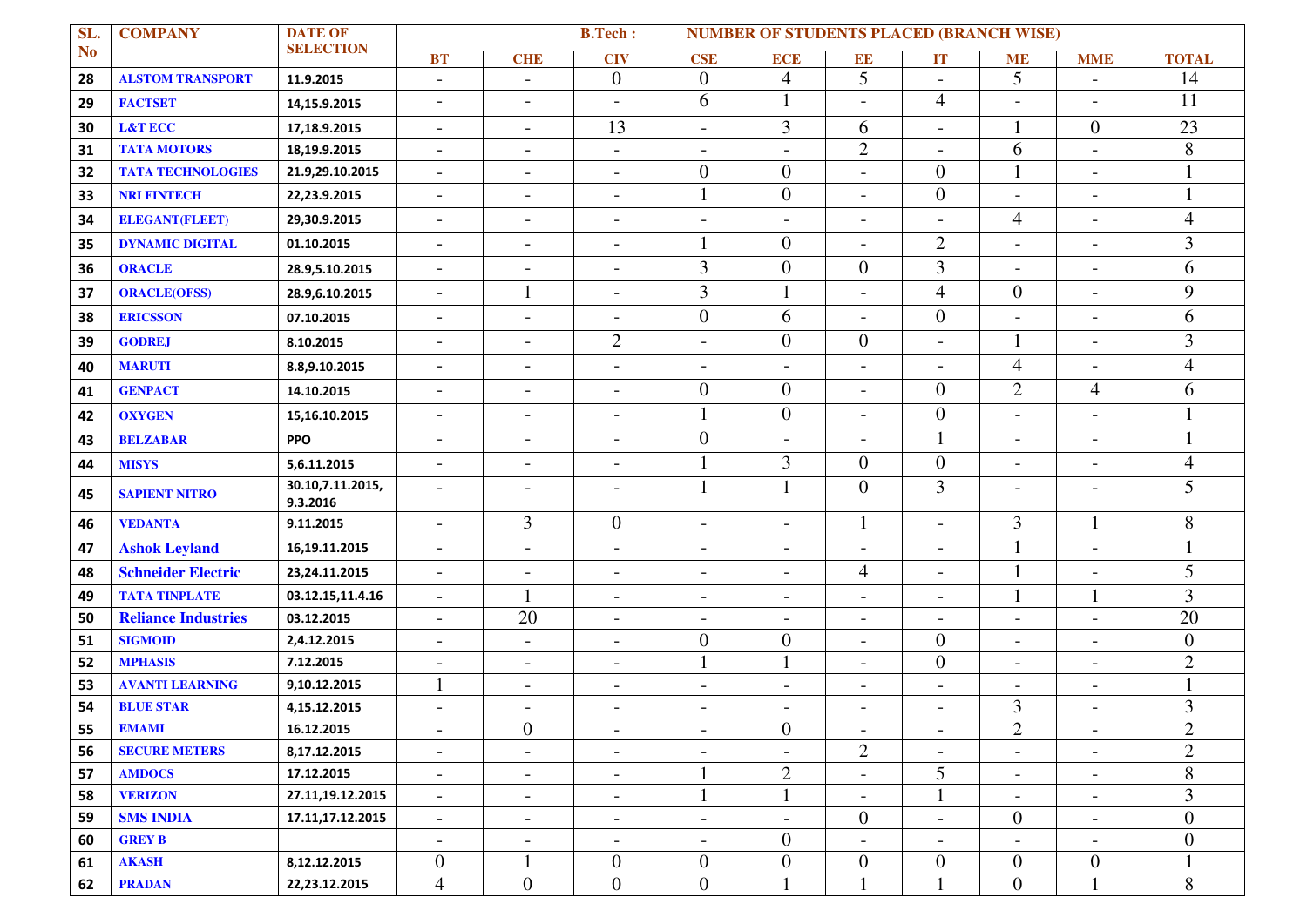| SL. No | COMPANY | DATE OF SELECTION | B.Tech : NUMBER OF STUDENTS PLACED (BRANCH WISE) | | | | | | | | | |
|---|---|---|---|---|---|---|---|---|---|---|---|---|
| | | | BT | CHE | CIV | CSE | ECE | EE | IT | ME | MME | TOTAL |
| 28 | ALSTOM TRANSPORT | 11.9.2015 | - | - | 0 | 0 | 4 | 5 | - | 5 | - | 14 |
| 29 | FACTSET | 14,15.9.2015 | - | - | - | 6 | 1 | - | 4 | - | - | 11 |
| 30 | L&T ECC | 17,18.9.2015 | - | - | 13 | - | 3 | 6 | - | 1 | 0 | 23 |
| 31 | TATA MOTORS | 18,19.9.2015 | - | - | - | - | - | 2 | - | 6 | - | 8 |
| 32 | TATA TECHNOLOGIES | 21.9,29.10.2015 | - | - | - | 0 | 0 | - | 0 | 1 | - | 1 |
| 33 | NRI FINTECH | 22,23.9.2015 | - | - | - | 1 | 0 | - | 0 | - | - | 1 |
| 34 | ELEGANT(FLEET) | 29,30.9.2015 | - | - | - | - | - | - | - | 4 | - | 4 |
| 35 | DYNAMIC DIGITAL | 01.10.2015 | - | - | - | 1 | 0 | - | 2 | - | - | 3 |
| 36 | ORACLE | 28.9,5.10.2015 | - | - | - | 3 | 0 | 0 | 3 | - | - | 6 |
| 37 | ORACLE(OFSS) | 28.9,6.10.2015 | - | 1 | - | 3 | 1 | - | 4 | 0 | - | 9 |
| 38 | ERICSSON | 07.10.2015 | - | - | - | 0 | 6 | - | 0 | - | - | 6 |
| 39 | GODREJ | 8.10.2015 | - | - | 2 | - | 0 | 0 | - | 1 | - | 3 |
| 40 | MARUTI | 8.8,9.10.2015 | - | - | - | - | - | - | - | 4 | - | 4 |
| 41 | GENPACT | 14.10.2015 | - | - | - | 0 | 0 | - | 0 | 2 | 4 | 6 |
| 42 | OXYGEN | 15,16.10.2015 | - | - | - | 1 | 0 | - | 0 | - | - | 1 |
| 43 | BELZABAR | PPO | - | - | - | 0 | - | - | 1 | - | - | 1 |
| 44 | MISYS | 5,6.11.2015 | - | - | - | 1 | 3 | 0 | 0 | - | - | 4 |
| 45 | SAPIENT NITRO | 30.10,7.11.2015, 9.3.2016 | - | - | - | 1 | 1 | 0 | 3 | - | - | 5 |
| 46 | VEDANTA | 9.11.2015 | - | 3 | 0 | - | - | 1 | - | 3 | 1 | 8 |
| 47 | Ashok Leyland | 16,19.11.2015 | - | - | - | - | - | - | - | 1 | - | 1 |
| 48 | Schneider Electric | 23,24.11.2015 | - | - | - | - | - | 4 | - | 1 | - | 5 |
| 49 | TATA TINPLATE | 03.12.15,11.4.16 | - | 1 | - | - | - | - | - | 1 | 1 | 3 |
| 50 | Reliance Industries | 03.12.2015 | - | 20 | - | - | - | - | - | - | - | 20 |
| 51 | SIGMOID | 2,4.12.2015 | - | - | - | 0 | 0 | - | 0 | - | - | 0 |
| 52 | MPHASIS | 7.12.2015 | - | - | - | 1 | 1 | - | 0 | - | - | 2 |
| 53 | AVANTI LEARNING | 9,10.12.2015 | 1 | - | - | - | - | - | - | - | - | 1 |
| 54 | BLUE STAR | 4,15.12.2015 | - | - | - | - | - | - | - | 3 | - | 3 |
| 55 | EMAMI | 16.12.2015 | - | 0 | - | - | 0 | - | - | 2 | - | 2 |
| 56 | SECURE METERS | 8,17.12.2015 | - | - | - | - | - | 2 | - | - | - | 2 |
| 57 | AMDOCS | 17.12.2015 | - | - | - | 1 | 2 | - | 5 | - | - | 8 |
| 58 | VERIZON | 27.11,19.12.2015 | - | - | - | 1 | 1 | - | 1 | - | - | 3 |
| 59 | SMS INDIA | 17.11,17.12.2015 | - | - | - | - | - | 0 | - | 0 | - | 0 |
| 60 | GREY B | | - | - | - | - | 0 | - | - | - | - | 0 |
| 61 | AKASH | 8,12.12.2015 | 0 | 1 | 0 | 0 | 0 | 0 | 0 | 0 | 0 | 1 |
| 62 | PRADAN | 22,23.12.2015 | 4 | 0 | 0 | 0 | 1 | 1 | 1 | 0 | 1 | 8 |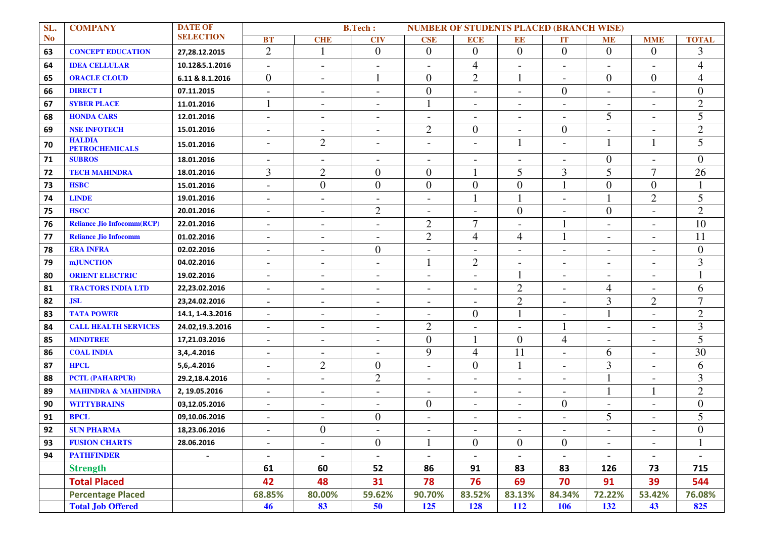| SL. No | COMPANY | DATE OF SELECTION | B.Tech : NUMBER OF STUDENTS PLACED (BRANCH WISE) | | | | | | | | | |
|---|---|---|---|---|---|---|---|---|---|---|---|---|
| | | | BT | CHE | CIV | CSE | ECE | EE | IT | ME | MME | TOTAL |
| 63 | CONCEPT EDUCATION | 27,28.12.2015 | 2 | 1 | 0 | 0 | 0 | 0 | 0 | 0 | 0 | 3 |
| 64 | IDEA CELLULAR | 10.12&5.1.2016 | - | - | - | - | 4 | - | - | - | - | 4 |
| 65 | ORACLE CLOUD | 6.11 & 8.1.2016 | 0 | - | 1 | 0 | 2 | 1 | - | 0 | 0 | 4 |
| 66 | DIRECT I | 07.11.2015 | - | - | - | 0 | - | - | 0 | - | - | 0 |
| 67 | SYBER PLACE | 11.01.2016 | 1 | - | - | 1 | - | - | - | - | - | 2 |
| 68 | HONDA CARS | 12.01.2016 | - | - | - | - | - | - | - | 5 | - | 5 |
| 69 | NSE INFOTECH | 15.01.2016 | - | - | - | 2 | 0 | - | 0 | - | - | 2 |
| 70 | HALDIA PETROCHEMICALS | 15.01.2016 | - | 2 | - | - | - | 1 | - | 1 | 1 | 5 |
| 71 | SUBROS | 18.01.2016 | - | - | - | - | - | - | - | 0 | - | 0 |
| 72 | TECH MAHINDRA | 18.01.2016 | 3 | 2 | 0 | 0 | 1 | 5 | 3 | 5 | 7 | 26 |
| 73 | HSBC | 15.01.2016 | - | 0 | 0 | 0 | 0 | 0 | 1 | 0 | 0 | 1 |
| 74 | LINDE | 19.01.2016 | - | - | - | - | 1 | 1 | - | 1 | 2 | 5 |
| 75 | HSCC | 20.01.2016 | - | - | 2 | - | - | 0 | - | 0 | - | 2 |
| 76 | Reliance Jio Infocomm(RCP) | 22.01.2016 | - | - | - | 2 | 7 | - | 1 | - | - | 10 |
| 77 | Reliance Jio Infocomm | 01.02.2016 | - | - | - | 2 | 4 | 4 | 1 | - | - | 11 |
| 78 | ERA INFRA | 02.02.2016 | - | - | 0 | - | - | - | - | - | - | 0 |
| 79 | mJUNCTION | 04.02.2016 | - | - | - | 1 | 2 | - | - | - | - | 3 |
| 80 | ORIENT ELECTRIC | 19.02.2016 | - | - | - | - | - | 1 | - | - | - | 1 |
| 81 | TRACTORS INDIA LTD | 22,23.02.2016 | - | - | - | - | - | 2 | - | 4 | - | 6 |
| 82 | JSL | 23,24.02.2016 | - | - | - | - | - | 2 | - | 3 | 2 | 7 |
| 83 | TATA POWER | 14.1, 1-4.3.2016 | - | - | - | - | 0 | 1 | - | 1 | - | 2 |
| 84 | CALL HEALTH SERVICES | 24.02,19.3.2016 | - | - | - | 2 | - | - | 1 | - | - | 3 |
| 85 | MINDTREE | 17,21.03.2016 | - | - | - | 0 | 1 | 0 | 4 | - | - | 5 |
| 86 | COAL INDIA | 3,4,.4.2016 | - | - | - | 9 | 4 | 11 | - | 6 | - | 30 |
| 87 | HPCL | 5,6,.4.2016 | - | 2 | 0 | - | 0 | 1 | - | 3 | - | 6 |
| 88 | PCTL (PAHARPUR) | 29.2,18.4.2016 | - | - | 2 | - | - | - | - | 1 | - | 3 |
| 89 | MAHINDRA & MAHINDRA | 2, 19.05.2016 | - | - | - | - | - | - | - | 1 | 1 | 2 |
| 90 | WITTYBRAINS | 03,12.05.2016 | - | - | - | 0 | - | - | 0 | - | - | 0 |
| 91 | BPCL | 09,10.06.2016 | - | - | 0 | - | - | - | - | 5 | - | 5 |
| 92 | SUN PHARMA | 18,23.06.2016 | - | 0 | - | - | - | - | - | - | - | 0 |
| 93 | FUSION CHARTS | 28.06.2016 | - | - | 0 | 1 | 0 | 0 | 0 | - | - | 1 |
| 94 | PATHFINDER | - | - | - | - | - | - | - | - | - | - | - |
| | Strength | | 61 | 60 | 52 | 86 | 91 | 83 | 83 | 126 | 73 | 715 |
| | Total Placed | | 42 | 48 | 31 | 78 | 76 | 69 | 70 | 91 | 39 | 544 |
| | Percentage Placed | | 68.85% | 80.00% | 59.62% | 90.70% | 83.52% | 83.13% | 84.34% | 72.22% | 53.42% | 76.08% |
| | Total Job Offered | | 46 | 83 | 50 | 125 | 128 | 112 | 106 | 132 | 43 | 825 |